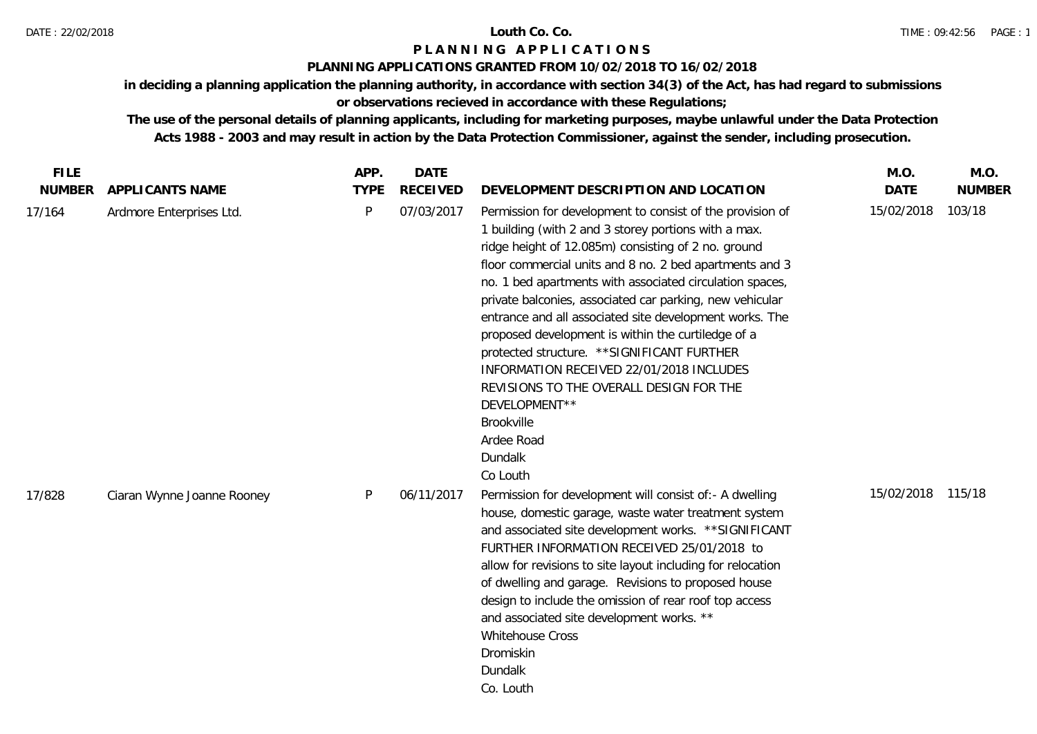# Louth Co. Co.

## PLANNING APPLICATIONS

### PLANNING APPLICATIONS GRANTED FROM 10/02/2018 TO 16/02/2018

**in deciding a planning application the planning authority, in accordance with section 34(3) of the Act, has had regard to submissions or observations recieved in accordance with these Regulations;**

**The use of the personal details of planning applicants, including for marketing purposes, maybe unlawful under the Data Protection Acts 1988 - 2003 and may result in action by the Data Protection Commissioner, against the sender, including prosecution.**

| FILE NUMBER | APPLICANTS NAME | APP. TYPE | DATE RECEIVED | DEVELOPMENT DESCRIPTION AND LOCATION | M.O. DATE | M.O. NUMBER |
|---|---|---|---|---|---|---|
| 17/164 | Ardmore Enterprises Ltd. | P | 07/03/2017 | Permission for development to consist of the provision of 1 building (with 2 and 3 storey portions with a max. ridge height of 12.085m) consisting of 2 no. ground floor commercial units and 8 no. 2 bed apartments and 3 no. 1 bed apartments with associated circulation spaces, private balconies, associated car parking, new vehicular entrance and all associated site development works. The proposed development is within the curtiledge of a protected structure. **SIGNIFICANT FURTHER INFORMATION RECEIVED 22/01/2018 INCLUDES REVISIONS TO THE OVERALL DESIGN FOR THE DEVELOPMENT** Brookville Ardee Road Dundalk Co Louth | 15/02/2018 | 103/18 |
| 17/828 | Ciaran Wynne Joanne Rooney | P | 06/11/2017 | Permission for development will consist of:- A dwelling house, domestic garage, waste water treatment system and associated site development works. **SIGNIFICANT FURTHER INFORMATION RECEIVED 25/01/2018 to allow for revisions to site layout including for relocation of dwelling and garage. Revisions to proposed house design to include the omission of rear roof top access and associated site development works. ** Whitehouse Cross Dromiskin Dundalk Co. Louth | 15/02/2018 | 115/18 |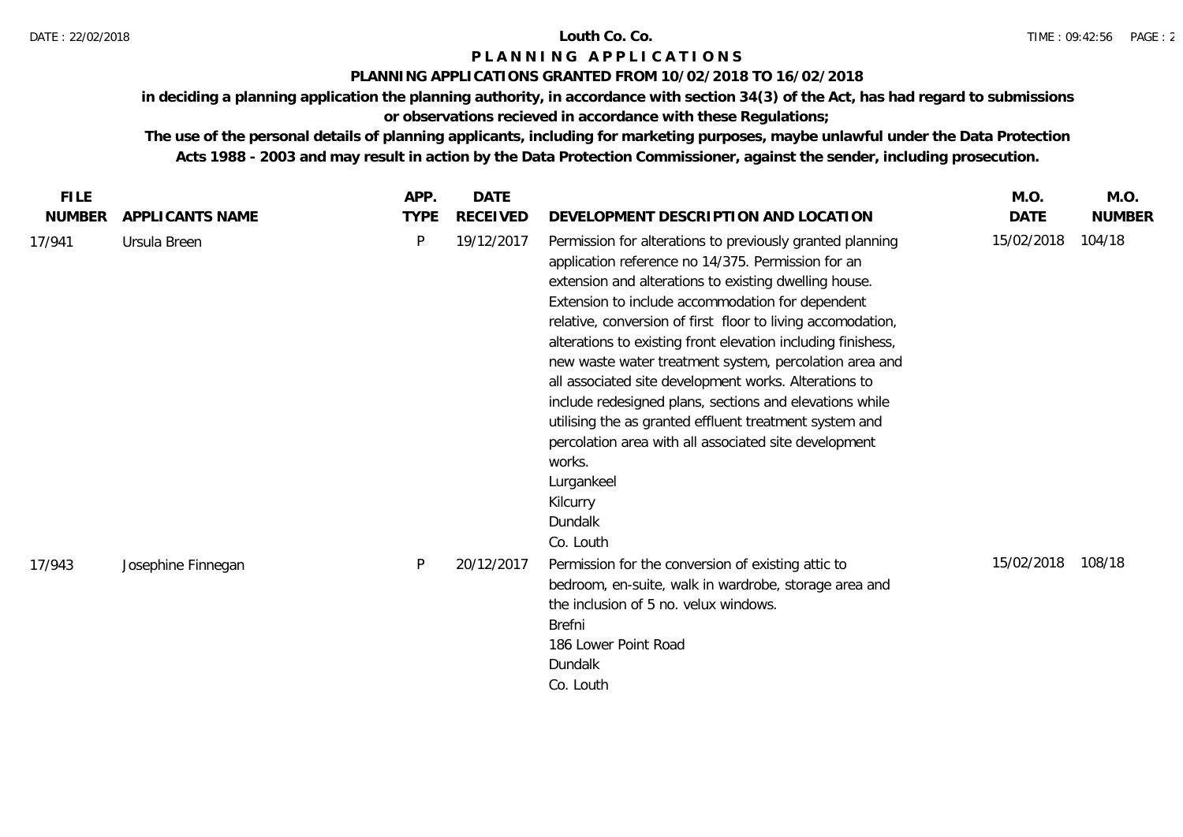**Louth Co. Co.**

# PLANNING APPLICATIONS

## PLANNING APPLICATIONS GRANTED FROM 10/02/2018 TO 16/02/2018

**in deciding a planning application the planning authority, in accordance with section 34(3) of the Act, has had regard to submissions or observations recieved in accordance with these Regulations;**

**The use of the personal details of planning applicants, including for marketing purposes, maybe unlawful under the Data Protection Acts 1988 - 2003 and may result in action by the Data Protection Commissioner, against the sender, including prosecution.**

| FILE NUMBER | APPLICANTS NAME | APP. TYPE | DATE RECEIVED | DEVELOPMENT DESCRIPTION AND LOCATION | M.O. DATE | M.O. NUMBER |
|---|---|---|---|---|---|---|
| 17/941 | Ursula Breen | P | 19/12/2017 | Permission for alterations to previously granted planning application reference no 14/375. Permission for an extension and alterations to existing dwelling house. Extension to include accommodation for dependent relative, conversion of first floor to living accomodation, alterations to existing front elevation including finishess, new waste water treatment system, percolation area and all associated site development works. Alterations to include redesigned plans, sections and elevations while utilising the as granted effluent treatment system and percolation area with all associated site development works.<br>Lurgankeel<br>Kilcurry<br>Dundalk<br>Co. Louth | 15/02/2018 | 104/18 |
| 17/943 | Josephine Finnegan | P | 20/12/2017 | Permission for the conversion of existing attic to bedroom, en-suite, walk in wardrobe, storage area and the inclusion of 5 no. velux windows.<br>Brefni<br>186 Lower Point Road<br>Dundalk<br>Co. Louth | 15/02/2018 | 108/18 |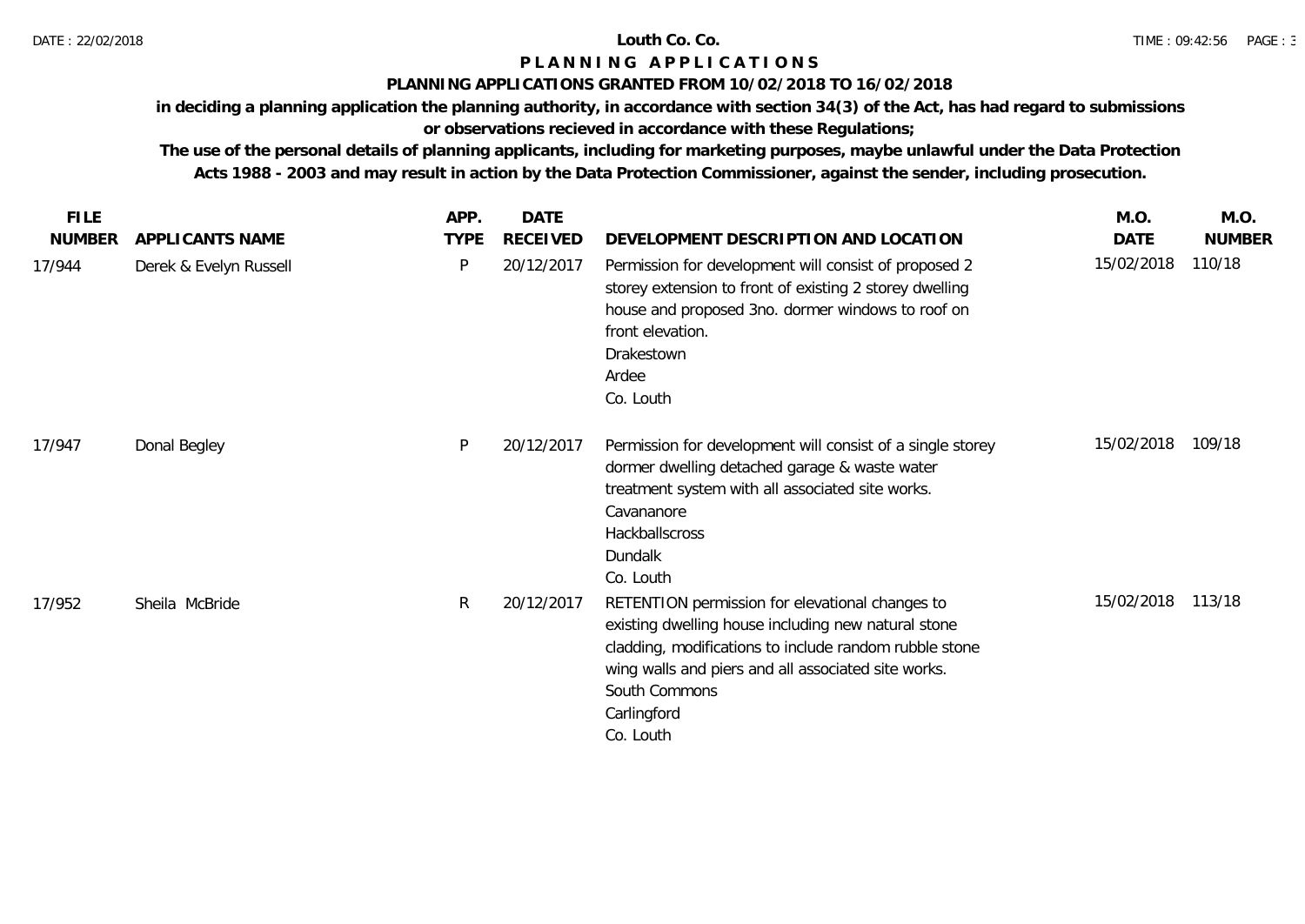# Louth Co. Co.

## P L A N N I N G   A P P L I C A T I O N S

### PLANNING APPLICATIONS GRANTED FROM 10/02/2018 TO 16/02/2018

**in deciding a planning application the planning authority, in accordance with section 34(3) of the Act, has had regard to submissions or observations recieved in accordance with these Regulations;**

**The use of the personal details of planning applicants, including for marketing purposes, maybe unlawful under the Data Protection Acts 1988 - 2003 and may result in action by the Data Protection Commissioner, against the sender, including prosecution.**

| FILE NUMBER | APPLICANTS NAME | APP. TYPE | DATE RECEIVED | DEVELOPMENT DESCRIPTION AND LOCATION | M.O. DATE | M.O. NUMBER |
|---|---|---|---|---|---|---|
| 17/944 | Derek & Evelyn Russell | P | 20/12/2017 | Permission for development will consist of proposed 2 storey extension to front of existing 2 storey dwelling house and proposed 3no. dormer windows to roof on front elevation. Drakestown Ardee Co. Louth | 15/02/2018 | 110/18 |
| 17/947 | Donal Begley | P | 20/12/2017 | Permission for development will consist of a single storey dormer dwelling detached garage & waste water treatment system with all associated site works. Cavananore Hackballscross Dundalk Co. Louth | 15/02/2018 | 109/18 |
| 17/952 | Sheila McBride | R | 20/12/2017 | RETENTION permission for elevational changes to existing dwelling house including new natural stone cladding, modifications to include random rubble stone wing walls and piers and all associated site works. South Commons Carlingford Co. Louth | 15/02/2018 | 113/18 |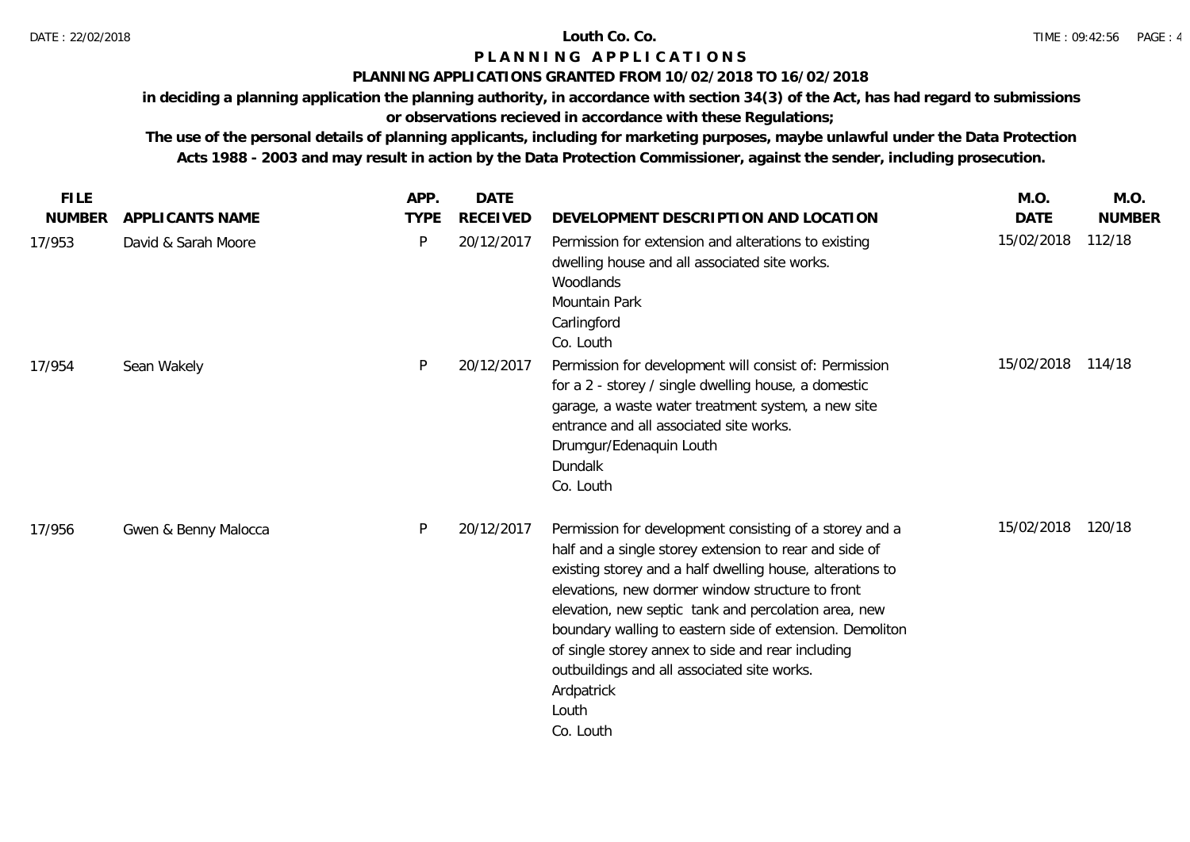# Louth Co. Co.

## PLANNING APPLICATIONS

### PLANNING APPLICATIONS GRANTED FROM 10/02/2018 TO 16/02/2018

**in deciding a planning application the planning authority, in accordance with section 34(3) of the Act, has had regard to submissions or observations recieved in accordance with these Regulations;**

**The use of the personal details of planning applicants, including for marketing purposes, maybe unlawful under the Data Protection Acts 1988 - 2003 and may result in action by the Data Protection Commissioner, against the sender, including prosecution.**

| FILE NUMBER | APPLICANTS NAME | APP. TYPE | DATE RECEIVED | DEVELOPMENT DESCRIPTION AND LOCATION | M.O. DATE | M.O. NUMBER |
|---|---|---|---|---|---|---|
| 17/953 | David & Sarah Moore | P | 20/12/2017 | Permission for extension and alterations to existing dwelling house and all associated site works.<br>Woodlands<br>Mountain Park<br>Carlingford<br>Co. Louth | 15/02/2018 | 112/18 |
| 17/954 | Sean Wakely | P | 20/12/2017 | Permission for development will consist of: Permission for a 2 - storey / single dwelling house, a domestic garage, a waste water treatment system, a new site entrance and all associated site works.<br>Drumgur/Edenaquin Louth<br>Dundalk<br>Co. Louth | 15/02/2018 | 114/18 |
| 17/956 | Gwen & Benny Malocca | P | 20/12/2017 | Permission for development consisting of a storey and a half and a single storey extension to rear and side of existing storey and a half dwelling house, alterations to elevations, new dormer window structure to front elevation, new septic tank and percolation area, new boundary walling to eastern side of extension. Demoliton of single storey annex to side and rear including outbuildings and all associated site works.<br>Ardpatrick<br>Louth<br>Co. Louth | 15/02/2018 | 120/18 |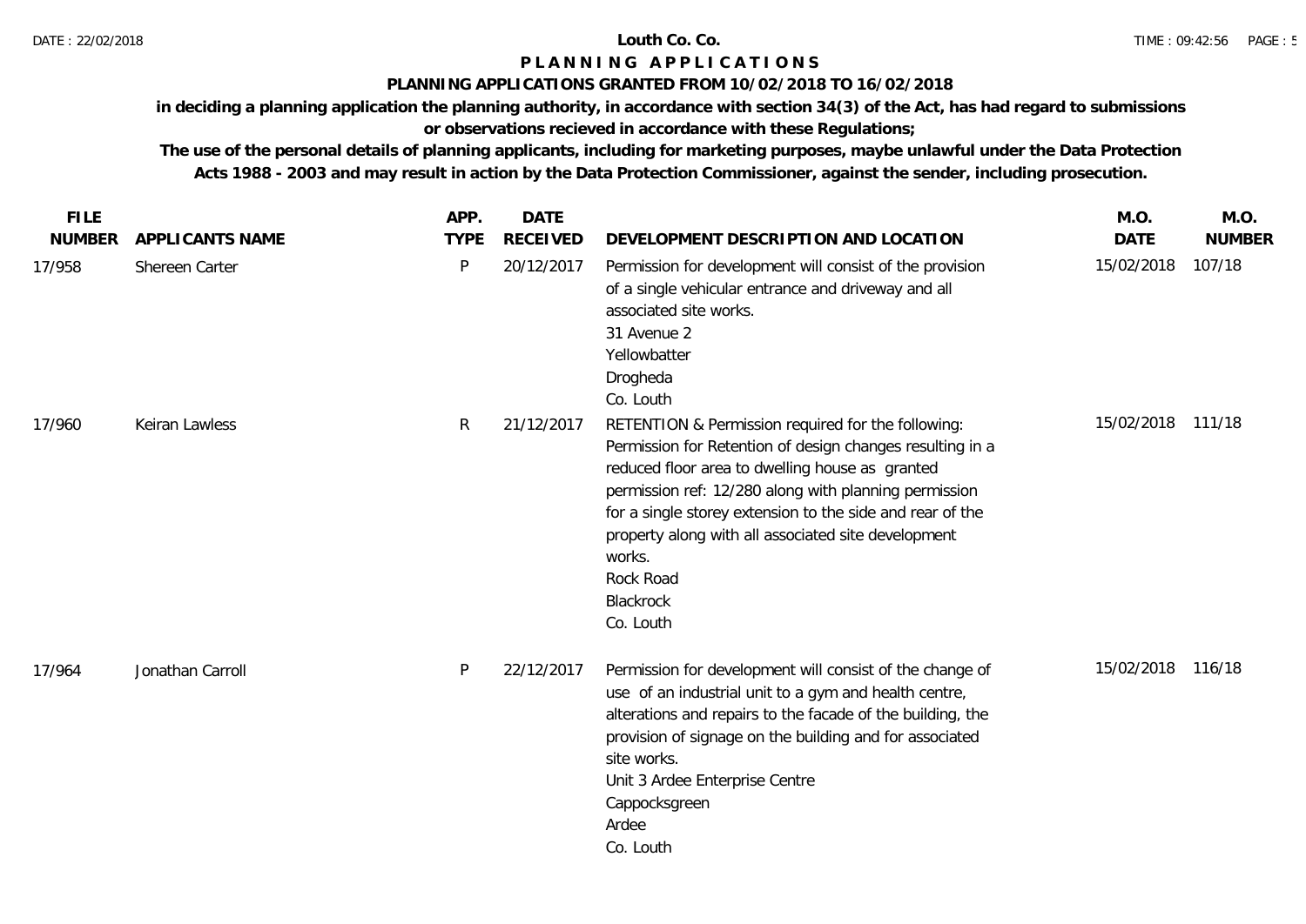# Louth Co. Co.

## PLANNING APPLICATIONS

### PLANNING APPLICATIONS GRANTED FROM 10/02/2018 TO 16/02/2018

**in deciding a planning application the planning authority, in accordance with section 34(3) of the Act, has had regard to submissions or observations recieved in accordance with these Regulations;**

**The use of the personal details of planning applicants, including for marketing purposes, maybe unlawful under the Data Protection Acts 1988 - 2003 and may result in action by the Data Protection Commissioner, against the sender, including prosecution.**

| FILE NUMBER | APPLICANTS NAME | APP. TYPE | DATE RECEIVED | DEVELOPMENT DESCRIPTION AND LOCATION | M.O. DATE | M.O. NUMBER |
|---|---|---|---|---|---|---|
| 17/958 | Shereen Carter | P | 20/12/2017 | Permission for development will consist of the provision of a single vehicular entrance and driveway and all associated site works. 31 Avenue 2 Yellowbatter Drogheda Co. Louth | 15/02/2018 | 107/18 |
| 17/960 | Keiran Lawless | R | 21/12/2017 | RETENTION & Permission required for the following: Permission for Retention of design changes resulting in a reduced floor area to dwelling house as granted permission ref: 12/280 along with planning permission for a single storey extension to the side and rear of the property along with all associated site development works. Rock Road Blackrock Co. Louth | 15/02/2018 | 111/18 |
| 17/964 | Jonathan Carroll | P | 22/12/2017 | Permission for development will consist of the change of use of an industrial unit to a gym and health centre, alterations and repairs to the facade of the building, the provision of signage on the building and for associated site works. Unit 3 Ardee Enterprise Centre Cappocksgreen Ardee Co. Louth | 15/02/2018 | 116/18 |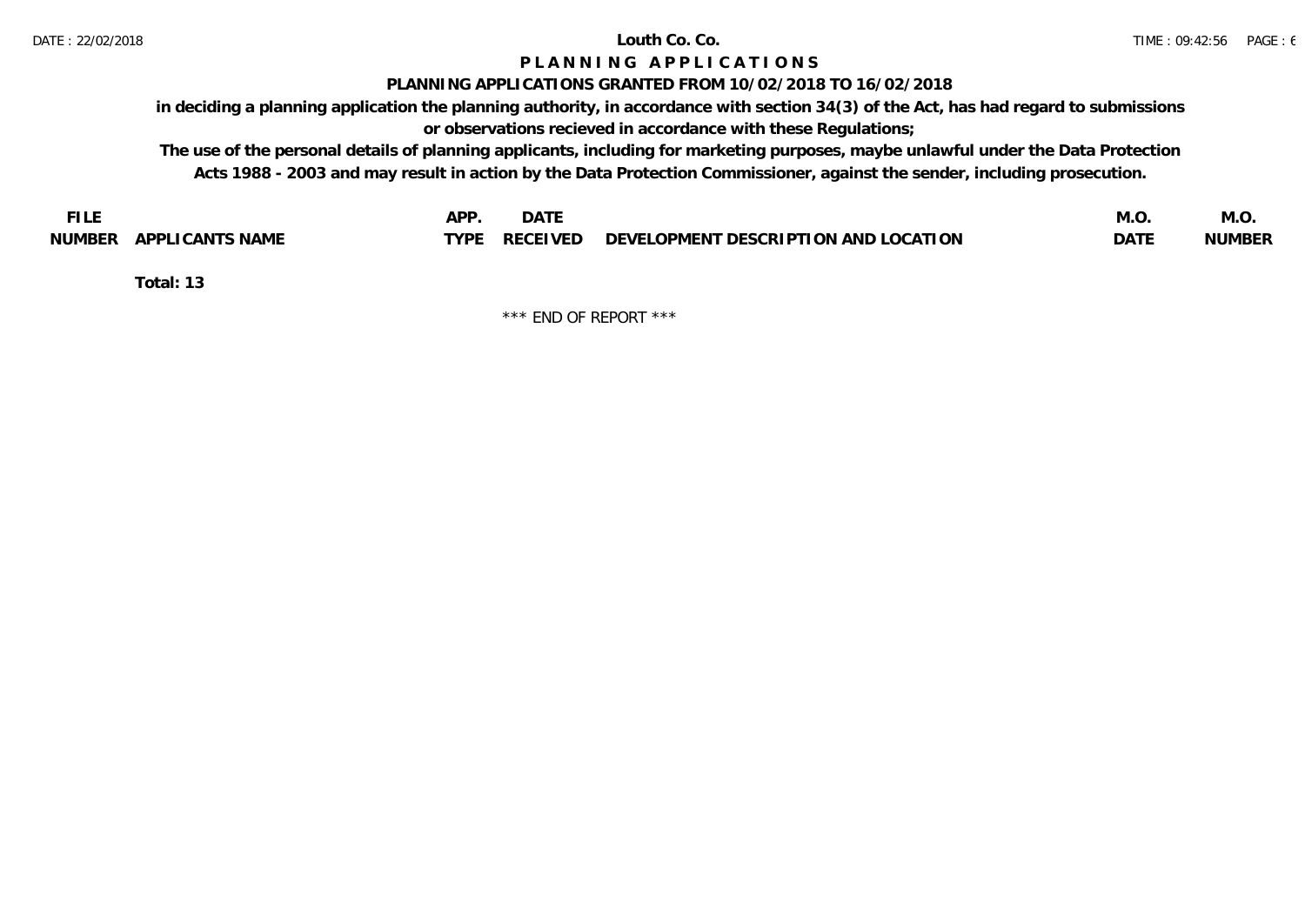# PLANNING APPLICATIONS

## PLANNING APPLICATIONS GRANTED FROM 10/02/2018 TO 16/02/2018

**in deciding a planning application the planning authority, in accordance with section 34(3) of the Act, has had regard to submissions or observations recieved in accordance with these Regulations;**

**The use of the personal details of planning applicants, including for marketing purposes, maybe unlawful under the Data Protection Acts 1988 - 2003 and may result in action by the Data Protection Commissioner, against the sender, including prosecution.**

| FILE NUMBER | APPLICANTS NAME | APP. TYPE | DATE RECEIVED | DEVELOPMENT DESCRIPTION AND LOCATION | M.O. DATE | M.O. NUMBER |
|---|---|---|---|---|---|---|

**Total: 13**

\*\*\* END OF REPORT \*\*\*